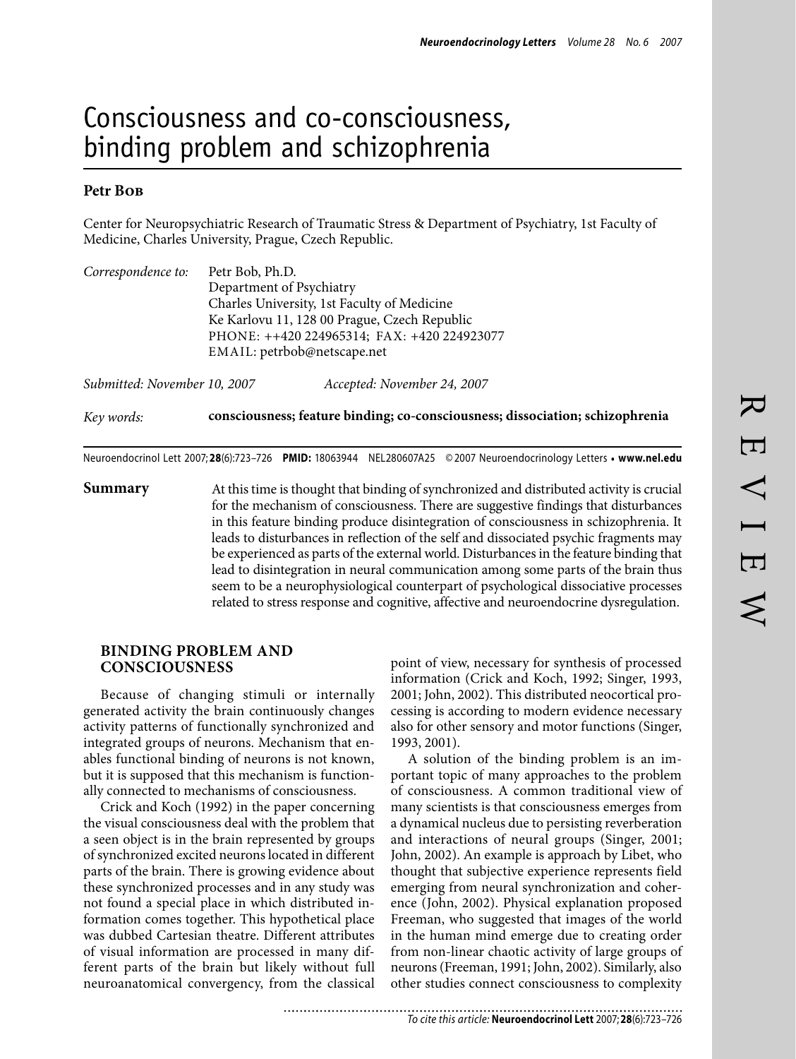# Consciousness and co-consciousness, binding problem and schizophrenia

**Petr Bob**

Center for Neuropsychiatric Research of Traumatic Stress & Department of Psychiatry, 1st Faculty of Medicine, Charles University, Prague, Czech Republic.

*Correspondence to:* Petr Bob, Ph.D.
Department of Psychiatry
Charles University, 1st Faculty of Medicine
Ke Karlovu 11, 128 00 Prague, Czech Republic
PHONE: ++420 224965314; FAX: +420 224923077
EMAIL: petrbob@netscape.net

*Submitted: November 10, 2007* *Accepted: November 24, 2007*

*Key words:* **consciousness; feature binding; co-consciousness; dissociation; schizophrenia**

Neuroendocrinol Lett 2007; **28**(6):723–726 **PMID:** 18063944 NEL280607A25 ©2007 Neuroendocrinology Letters • **www.nel.edu**

**Summary** At this time is thought that binding of synchronized and distributed activity is crucial for the mechanism of consciousness. There are suggestive findings that disturbances in this feature binding produce disintegration of consciousness in schizophrenia. It leads to disturbances in reflection of the self and dissociated psychic fragments may be experienced as parts of the external world. Disturbances in the feature binding that lead to disintegration in neural communication among some parts of the brain thus seem to be a neurophysiological counterpart of psychological dissociative processes related to stress response and cognitive, affective and neuroendocrine dysregulation.

## BINDING PROBLEM AND CONSCIOUSNESS

Because of changing stimuli or internally generated activity the brain continuously changes activity patterns of functionally synchronized and integrated groups of neurons. Mechanism that enables functional binding of neurons is not known, but it is supposed that this mechanism is functionally connected to mechanisms of consciousness.

Crick and Koch (1992) in the paper concerning the visual consciousness deal with the problem that a seen object is in the brain represented by groups of synchronized excited neurons located in different parts of the brain. There is growing evidence about these synchronized processes and in any study was not found a special place in which distributed information comes together. This hypothetical place was dubbed Cartesian theatre. Different attributes of visual information are processed in many different parts of the brain but likely without full neuroanatomical convergency, from the classical point of view, necessary for synthesis of processed information (Crick and Koch, 1992; Singer, 1993, 2001; John, 2002). This distributed neocortical processing is according to modern evidence necessary also for other sensory and motor functions (Singer, 1993, 2001).

A solution of the binding problem is an important topic of many approaches to the problem of consciousness. A common traditional view of many scientists is that consciousness emerges from a dynamical nucleus due to persisting reverberation and interactions of neural groups (Singer, 2001; John, 2002). An example is approach by Libet, who thought that subjective experience represents field emerging from neural synchronization and coherence (John, 2002). Physical explanation proposed Freeman, who suggested that images of the world in the human mind emerge due to creating order from non-linear chaotic activity of large groups of neurons (Freeman, 1991; John, 2002). Similarly, also other studies connect consciousness to complexity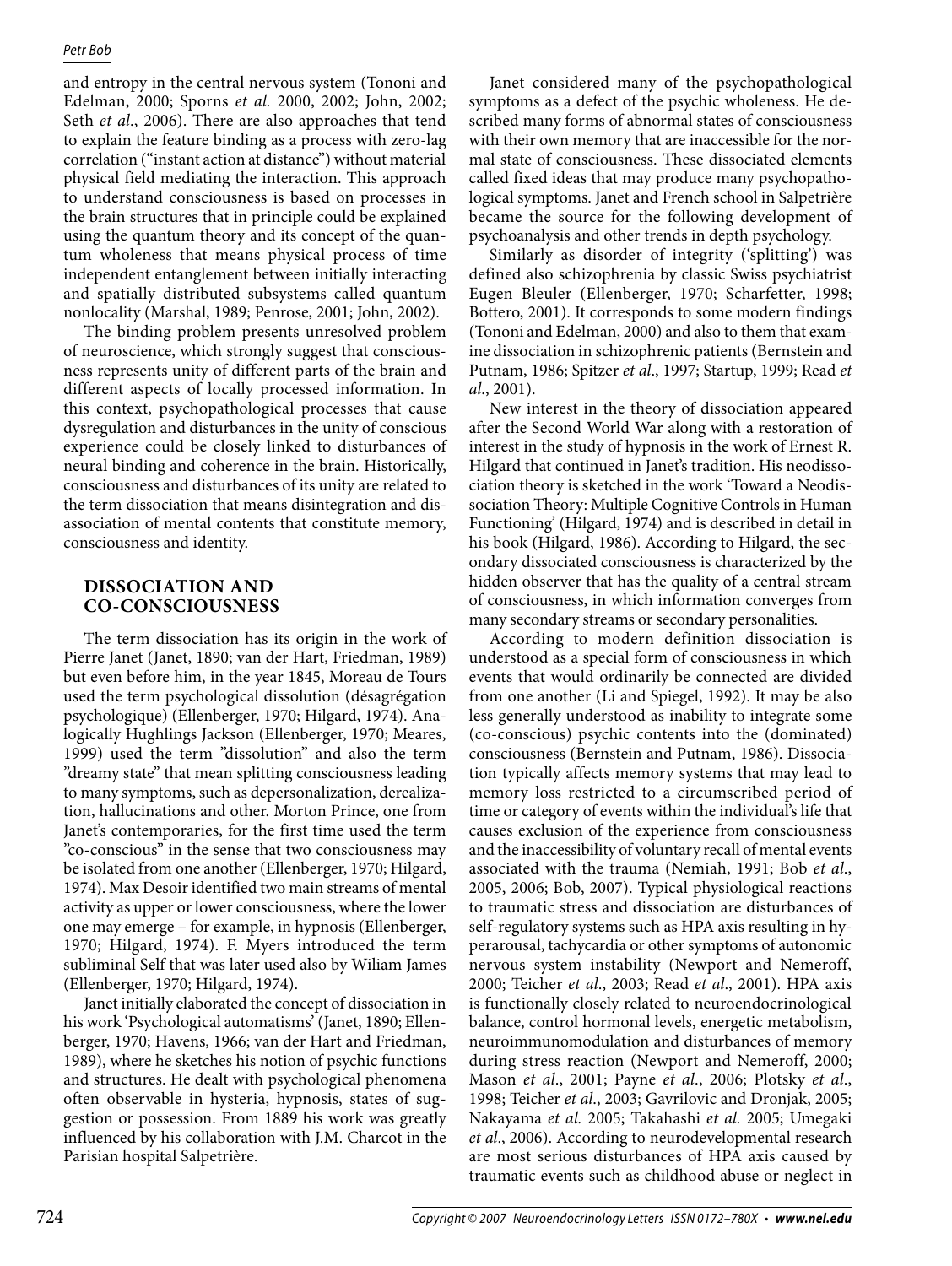and entropy in the central nervous system (Tononi and Edelman, 2000; Sporns *et al.* 2000, 2002; John, 2002; Seth *et al*., 2006). There are also approaches that tend to explain the feature binding as a process with zero-lag correlation ("instant action at distance") without material physical field mediating the interaction. This approach to understand consciousness is based on processes in the brain structures that in principle could be explained using the quantum theory and its concept of the quantum wholeness that means physical process of time independent entanglement between initially interacting and spatially distributed subsystems called quantum nonlocality (Marshal, 1989; Penrose, 2001; John, 2002).

The binding problem presents unresolved problem of neuroscience, which strongly suggest that consciousness represents unity of different parts of the brain and different aspects of locally processed information. In this context, psychopathological processes that cause dysregulation and disturbances in the unity of conscious experience could be closely linked to disturbances of neural binding and coherence in the brain. Historically, consciousness and disturbances of its unity are related to the term dissociation that means disintegration and dissociation of mental contents that constitute memory, consciousness and identity.

## DISSOCIATION AND CO-CONSCIOUSNESS

The term dissociation has its origin in the work of Pierre Janet (Janet, 1890; van der Hart, Friedman, 1989) but even before him, in the year 1845, Moreau de Tours used the term psychological dissolution (désagrégation psychologique) (Ellenberger, 1970; Hilgard, 1974). Analogically Hughlings Jackson (Ellenberger, 1970; Meares, 1999) used the term "dissolution" and also the term "dreamy state" that mean splitting consciousness leading to many symptoms, such as depersonalization, derealization, hallucinations and other. Morton Prince, one from Janet's contemporaries, for the first time used the term "co-conscious" in the sense that two consciousness may be isolated from one another (Ellenberger, 1970; Hilgard, 1974). Max Desoir identified two main streams of mental activity as upper or lower consciousness, where the lower one may emerge – for example, in hypnosis (Ellenberger, 1970; Hilgard, 1974). F. Myers introduced the term subliminal Self that was later used also by Wiliam James (Ellenberger, 1970; Hilgard, 1974).

Janet initially elaborated the concept of dissociation in his work 'Psychological automatisms' (Janet, 1890; Ellenberger, 1970; Havens, 1966; van der Hart and Friedman, 1989), where he sketches his notion of psychic functions and structures. He dealt with psychological phenomena often observable in hysteria, hypnosis, states of suggestion or possession. From 1889 his work was greatly influenced by his collaboration with J.M. Charcot in the Parisian hospital Salpetrière.

Janet considered many of the psychopathological symptoms as a defect of the psychic wholeness. He described many forms of abnormal states of consciousness with their own memory that are inaccessible for the normal state of consciousness. These dissociated elements called fixed ideas that may produce many psychopathological symptoms. Janet and French school in Salpetrière became the source for the following development of psychoanalysis and other trends in depth psychology.

Similarly as disorder of integrity ('splitting') was defined also schizophrenia by classic Swiss psychiatrist Eugen Bleuler (Ellenberger, 1970; Scharfetter, 1998; Bottero, 2001). It corresponds to some modern findings (Tononi and Edelman, 2000) and also to them that examine dissociation in schizophrenic patients (Bernstein and Putnam, 1986; Spitzer *et al*., 1997; Startup, 1999; Read *et al*., 2001).

New interest in the theory of dissociation appeared after the Second World War along with a restoration of interest in the study of hypnosis in the work of Ernest R. Hilgard that continued in Janet's tradition. His neodissociation theory is sketched in the work 'Toward a Neodissociation Theory: Multiple Cognitive Controls in Human Functioning' (Hilgard, 1974) and is described in detail in his book (Hilgard, 1986). According to Hilgard, the secondary dissociated consciousness is characterized by the hidden observer that has the quality of a central stream of consciousness, in which information converges from many secondary streams or secondary personalities.

According to modern definition dissociation is understood as a special form of consciousness in which events that would ordinarily be connected are divided from one another (Li and Spiegel, 1992). It may be also less generally understood as inability to integrate some (co-conscious) psychic contents into the (dominated) consciousness (Bernstein and Putnam, 1986). Dissociation typically affects memory systems that may lead to memory loss restricted to a circumscribed period of time or category of events within the individual's life that causes exclusion of the experience from consciousness and the inaccessibility of voluntary recall of mental events associated with the trauma (Nemiah, 1991; Bob *et al*., 2005, 2006; Bob, 2007). Typical physiological reactions to traumatic stress and dissociation are disturbances of self-regulatory systems such as HPA axis resulting in hyperarousal, tachycardia or other symptoms of autonomic nervous system instability (Newport and Nemeroff, 2000; Teicher *et al*., 2003; Read *et al*., 2001). HPA axis is functionally closely related to neuroendocrinological balance, control hormonal levels, energetic metabolism, neuroimmunomodulation and disturbances of memory during stress reaction (Newport and Nemeroff, 2000; Mason *et al*., 2001; Payne *et al*., 2006; Plotsky *et al*., 1998; Teicher *et al*., 2003; Gavrilovic and Dronjak, 2005; Nakayama *et al.* 2005; Takahashi *et al.* 2005; Umegaki *et al*., 2006). According to neurodevelopmental research are most serious disturbances of HPA axis caused by traumatic events such as childhood abuse or neglect in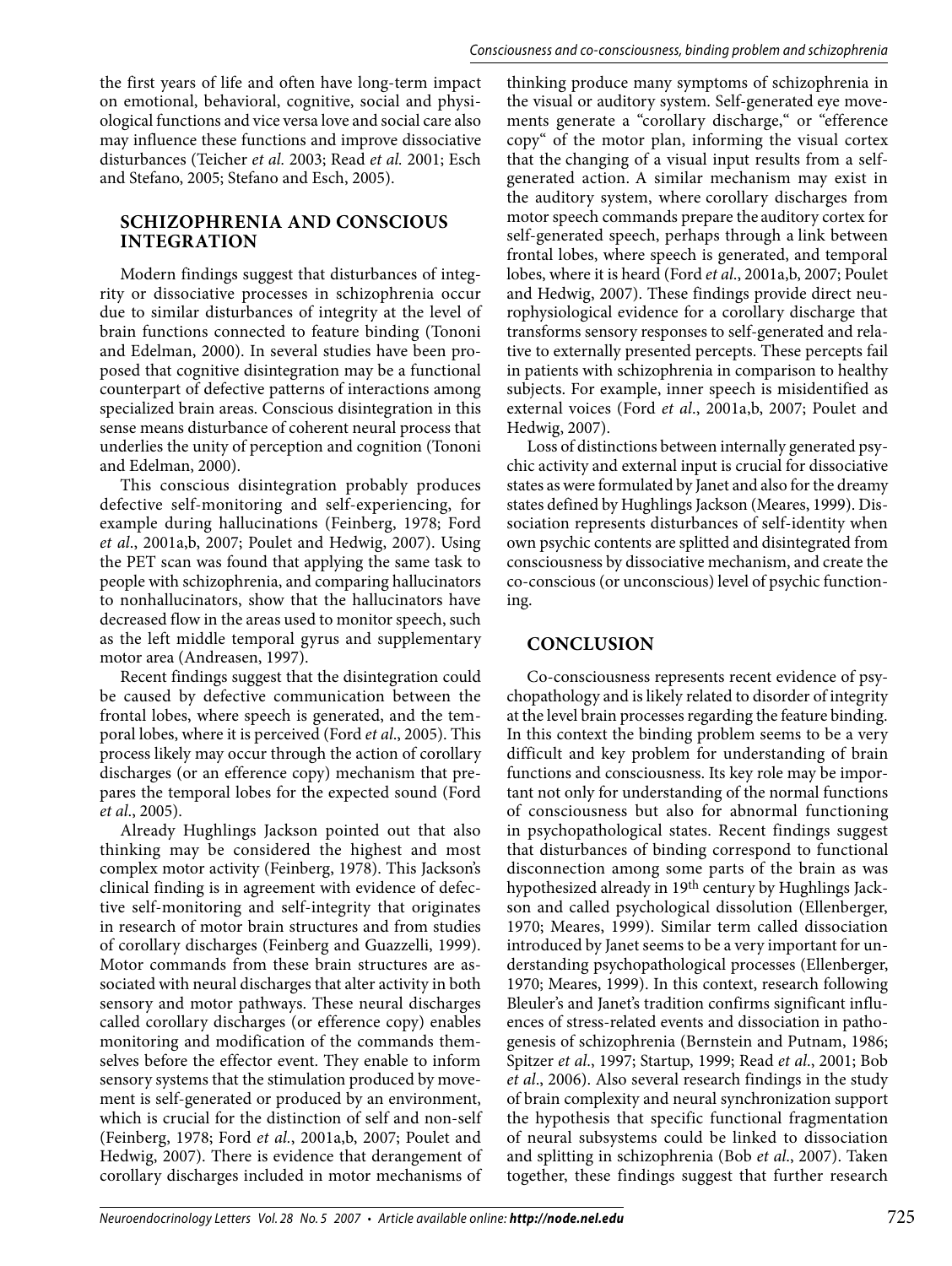the first years of life and often have long-term impact on emotional, behavioral, cognitive, social and physiological functions and vice versa love and social care also may influence these functions and improve dissociative disturbances (Teicher *et al.* 2003; Read *et al.* 2001; Esch and Stefano, 2005; Stefano and Esch, 2005).

## SCHIZOPHRENIA AND CONSCIOUS INTEGRATION

Modern findings suggest that disturbances of integrity or dissociative processes in schizophrenia occur due to similar disturbances of integrity at the level of brain functions connected to feature binding (Tononi and Edelman, 2000). In several studies have been proposed that cognitive disintegration may be a functional counterpart of defective patterns of interactions among specialized brain areas. Conscious disintegration in this sense means disturbance of coherent neural process that underlies the unity of perception and cognition (Tononi and Edelman, 2000).

This conscious disintegration probably produces defective self-monitoring and self-experiencing, for example during hallucinations (Feinberg, 1978; Ford *et al*., 2001a,b, 2007; Poulet and Hedwig, 2007). Using the PET scan was found that applying the same task to people with schizophrenia, and comparing hallucinators to nonhallucinators, show that the hallucinators have decreased flow in the areas used to monitor speech, such as the left middle temporal gyrus and supplementary motor area (Andreasen, 1997).

Recent findings suggest that the disintegration could be caused by defective communication between the frontal lobes, where speech is generated, and the temporal lobes, where it is perceived (Ford *et al*., 2005). This process likely may occur through the action of corollary discharges (or an efference copy) mechanism that prepares the temporal lobes for the expected sound (Ford *et al*., 2005).

Already Hughlings Jackson pointed out that also thinking may be considered the highest and most complex motor activity (Feinberg, 1978). This Jackson's clinical finding is in agreement with evidence of defective self-monitoring and self-integrity that originates in research of motor brain structures and from studies of corollary discharges (Feinberg and Guazzelli, 1999). Motor commands from these brain structures are associated with neural discharges that alter activity in both sensory and motor pathways. These neural discharges called corollary discharges (or efference copy) enables monitoring and modification of the commands themselves before the effector event. They enable to inform sensory systems that the stimulation produced by movement is self-generated or produced by an environment, which is crucial for the distinction of self and non-self (Feinberg, 1978; Ford *et al.*, 2001a,b, 2007; Poulet and Hedwig, 2007). There is evidence that derangement of corollary discharges included in motor mechanisms of thinking produce many symptoms of schizophrenia in the visual or auditory system. Self-generated eye movements generate a "corollary discharge," or "efference copy" of the motor plan, informing the visual cortex that the changing of a visual input results from a self-generated action. A similar mechanism may exist in the auditory system, where corollary discharges from motor speech commands prepare the auditory cortex for self-generated speech, perhaps through a link between frontal lobes, where speech is generated, and temporal lobes, where it is heard (Ford *et al*., 2001a,b, 2007; Poulet and Hedwig, 2007). These findings provide direct neurophysiological evidence for a corollary discharge that transforms sensory responses to self-generated and relative to externally presented percepts. These percepts fail in patients with schizophrenia in comparison to healthy subjects. For example, inner speech is misidentified as external voices (Ford *et al*., 2001a,b, 2007; Poulet and Hedwig, 2007).

Loss of distinctions between internally generated psychic activity and external input is crucial for dissociative states as were formulated by Janet and also for the dreamy states defined by Hughlings Jackson (Meares, 1999). Dissociation represents disturbances of self-identity when own psychic contents are splitted and disintegrated from consciousness by dissociative mechanism, and create the co-conscious (or unconscious) level of psychic functioning.

## CONCLUSION

Co-consciousness represents recent evidence of psychopathology and is likely related to disorder of integrity at the level brain processes regarding the feature binding. In this context the binding problem seems to be a very difficult and key problem for understanding of brain functions and consciousness. Its key role may be important not only for understanding of the normal functions of consciousness but also for abnormal functioning in psychopathological states. Recent findings suggest that disturbances of binding correspond to functional disconnection among some parts of the brain as was hypothesized already in 19th century by Hughlings Jackson and called psychological dissolution (Ellenberger, 1970; Meares, 1999). Similar term called dissociation introduced by Janet seems to be a very important for understanding psychopathological processes (Ellenberger, 1970; Meares, 1999). In this context, research following Bleuler's and Janet's tradition confirms significant influences of stress-related events and dissociation in pathogenesis of schizophrenia (Bernstein and Putnam, 1986; Spitzer *et al*., 1997; Startup, 1999; Read *et al*., 2001; Bob *et al*., 2006). Also several research findings in the study of brain complexity and neural synchronization support the hypothesis that specific functional fragmentation of neural subsystems could be linked to dissociation and splitting in schizophrenia (Bob *et al*., 2007). Taken together, these findings suggest that further research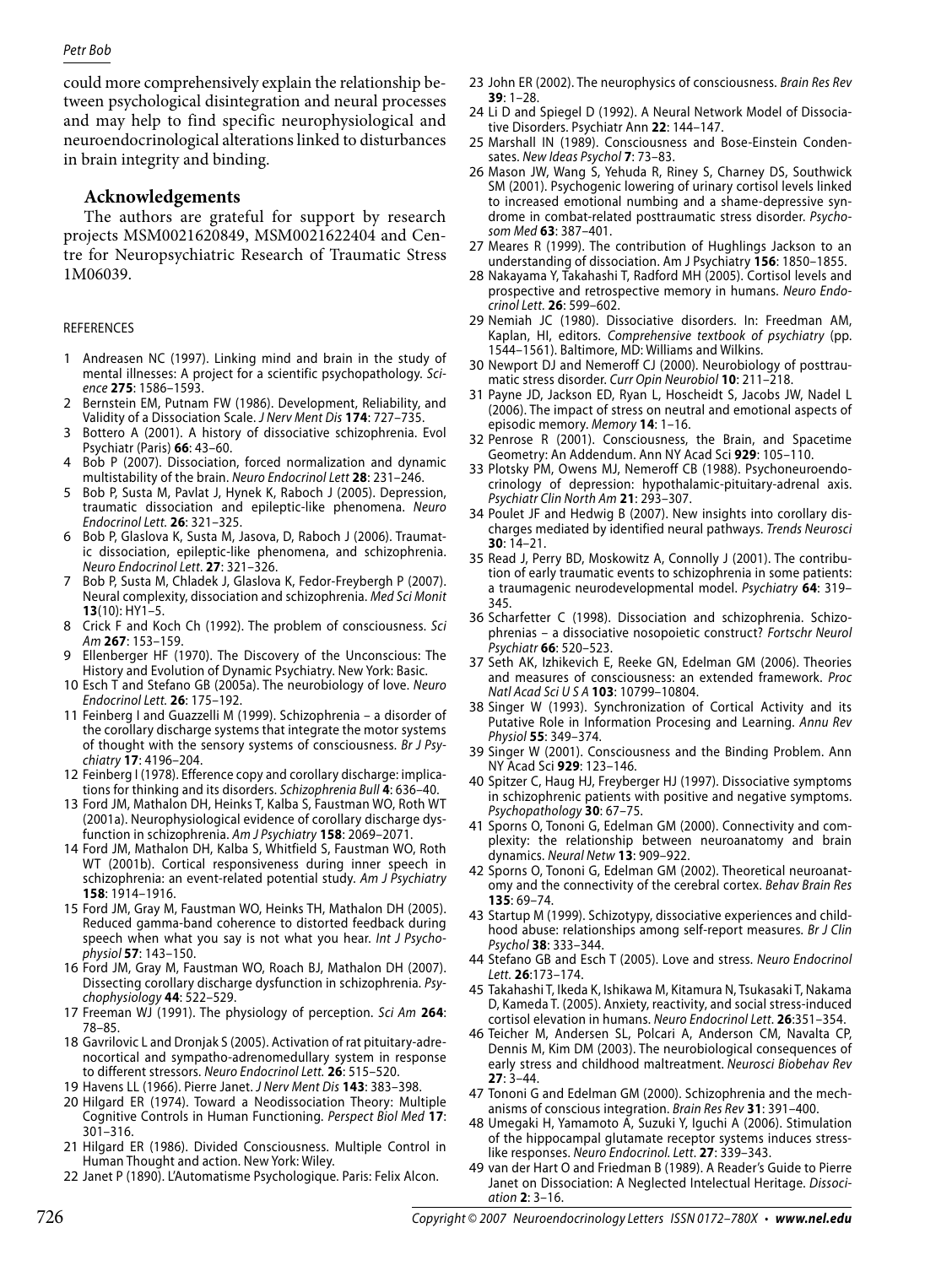could more comprehensively explain the relationship between psychological disintegration and neural processes and may help to find specific neurophysiological and neuroendocrinological alterations linked to disturbances in brain integrity and binding.

## Acknowledgements

The authors are grateful for support by research projects MSM0021620849, MSM0021622404 and Centre for Neuropsychiatric Research of Traumatic Stress 1M06039.

### REFERENCES

1. Andreasen NC (1997). Linking mind and brain in the study of mental illnesses: A project for a scientific psychopathology. *Science* **275**: 1586–1593.
2. Bernstein EM, Putnam FW (1986). Development, Reliability, and Validity of a Dissociation Scale. *J Nerv Ment Dis* **174**: 727–735.
3. Bottero A (2001). A history of dissociative schizophrenia. Evol Psychiatr (Paris) **66**: 43–60.
4. Bob P (2007). Dissociation, forced normalization and dynamic multistability of the brain. *Neuro Endocrinol Lett* **28**: 231–246.
5. Bob P, Susta M, Pavlat J, Hynek K, Raboch J (2005). Depression, traumatic dissociation and epileptic-like phenomena. *Neuro Endocrinol Lett.* **26**: 321–325.
6. Bob P, Glaslova K, Susta M, Jasova, D, Raboch J (2006). Traumatic dissociation, epileptic-like phenomena, and schizophrenia. *Neuro Endocrinol Lett*. **27**: 321–326.
7. Bob P, Susta M, Chladek J, Glaslova K, Fedor-Freybergh P (2007). Neural complexity, dissociation and schizophrenia. *Med Sci Monit* **13**(10): HY1–5.
8. Crick F and Koch Ch (1992). The problem of consciousness. *Sci Am* **267**: 153–159.
9. Ellenberger HF (1970). The Discovery of the Unconscious: The History and Evolution of Dynamic Psychiatry. New York: Basic.
10. Esch T and Stefano GB (2005a). The neurobiology of love. *Neuro Endocrinol Lett.* **26**: 175–192.
11. Feinberg I and Guazzelli M (1999). Schizophrenia – a disorder of the corollary discharge systems that integrate the motor systems of thought with the sensory systems of consciousness. *Br J Psychiatry* **17**: 4196–204.
12. Feinberg I (1978). Efference copy and corollary discharge: implications for thinking and its disorders. *Schizophrenia Bull* **4**: 636–40.
13. Ford JM, Mathalon DH, Heinks T, Kalba S, Faustman WO, Roth WT (2001a). Neurophysiological evidence of corollary discharge dysfunction in schizophrenia. *Am J Psychiatry* **158**: 2069–2071.
14. Ford JM, Mathalon DH, Kalba S, Whitfield S, Faustman WO, Roth WT (2001b). Cortical responsiveness during inner speech in schizophrenia: an event-related potential study. *Am J Psychiatry* **158**: 1914–1916.
15. Ford JM, Gray M, Faustman WO, Heinks TH, Mathalon DH (2005). Reduced gamma-band coherence to distorted feedback during speech when what you say is not what you hear. *Int J Psychophysiol* **57**: 143–150.
16. Ford JM, Gray M, Faustman WO, Roach BJ, Mathalon DH (2007). Dissecting corollary discharge dysfunction in schizophrenia. *Psychophysiology* **44**: 522–529.
17. Freeman WJ (1991). The physiology of perception. *Sci Am* **264**: 78–85.
18. Gavrilovic L and Dronjak S (2005). Activation of rat pituitary-adrenocortical and sympatho-adrenomedullary system in response to different stressors. *Neuro Endocrinol Lett.* **26**: 515–520.
19. Havens LL (1966). Pierre Janet. *J Nerv Ment Dis* **143**: 383–398.
20. Hilgard ER (1974). Toward a Neodissociation Theory: Multiple Cognitive Controls in Human Functioning. *Perspect Biol Med* **17**: 301–316.
21. Hilgard ER (1986). Divided Consciousness. Multiple Control in Human Thought and action. New York: Wiley.
22. Janet P (1890). L'Automatisme Psychologique. Paris: Felix Alcon.
23. John ER (2002). The neurophysics of consciousness. *Brain Res Rev* **39**: 1–28.
24. Li D and Spiegel D (1992). A Neural Network Model of Dissociative Disorders. Psychiatr Ann **22**: 144–147.
25. Marshall IN (1989). Consciousness and Bose-Einstein Condensates. *New Ideas Psychol* **7**: 73–83.
26. Mason JW, Wang S, Yehuda R, Riney S, Charney DS, Southwick SM (2001). Psychogenic lowering of urinary cortisol levels linked to increased emotional numbing and a shame-depressive syndrome in combat-related posttraumatic stress disorder. *Psychosom Med* **63**: 387–401.
27. Meares R (1999). The contribution of Hughlings Jackson to an understanding of dissociation. Am J Psychiatry **156**: 1850–1855.
28. Nakayama Y, Takahashi T, Radford MH (2005). Cortisol levels and prospective and retrospective memory in humans. *Neuro Endocrinol Lett*. **26**: 599–602.
29. Nemiah JC (1980). Dissociative disorders. In: Freedman AM, Kaplan, HI, editors. *Comprehensive textbook of psychiatry* (pp. 1544–1561). Baltimore, MD: Williams and Wilkins.
30. Newport DJ and Nemeroff CJ (2000). Neurobiology of posttraumatic stress disorder. *Curr Opin Neurobiol* **10**: 211–218.
31. Payne JD, Jackson ED, Ryan L, Hoscheidt S, Jacobs JW, Nadel L (2006). The impact of stress on neutral and emotional aspects of episodic memory. *Memory* **14**: 1–16.
32. Penrose R (2001). Consciousness, the Brain, and Spacetime Geometry: An Addendum. Ann NY Acad Sci **929**: 105–110.
33. Plotsky PM, Owens MJ, Nemeroff CB (1988). Psychoneuroendocrinology of depression: hypothalamic-pituitary-adrenal axis. *Psychiatr Clin North Am* **21**: 293–307.
34. Poulet JF and Hedwig B (2007). New insights into corollary discharges mediated by identified neural pathways. *Trends Neurosci* **30**: 14–21.
35. Read J, Perry BD, Moskowitz A, Connolly J (2001). The contribution of early traumatic events to schizophrenia in some patients: a traumagenic neurodevelopmental model. *Psychiatry* **64**: 319–345.
36. Scharfetter C (1998). Dissociation and schizophrenia. Schizophrenias – a dissociative nosopoietic construct? *Fortschr Neurol Psychiatr* **66**: 520–523.
37. Seth AK, Izhikevich E, Reeke GN, Edelman GM (2006). Theories and measures of consciousness: an extended framework. *Proc Natl Acad Sci U S A* **103**: 10799–10804.
38. Singer W (1993). Synchronization of Cortical Activity and its Putative Role in Information Procesing and Learning. *Annu Rev Physiol* **55**: 349–374.
39. Singer W (2001). Consciousness and the Binding Problem. Ann NY Acad Sci **929**: 123–146.
40. Spitzer C, Haug HJ, Freyberger HJ (1997). Dissociative symptoms in schizophrenic patients with positive and negative symptoms. *Psychopathology* **30**: 67–75.
41. Sporns O, Tononi G, Edelman GM (2000). Connectivity and complexity: the relationship between neuroanatomy and brain dynamics. *Neural Netw* **13**: 909–922.
42. Sporns O, Tononi G, Edelman GM (2002). Theoretical neuroanatomy and the connectivity of the cerebral cortex. *Behav Brain Res* **135**: 69–74.
43. Startup M (1999). Schizotypy, dissociative experiences and childhood abuse: relationships among self-report measures. *Br J Clin Psychol* **38**: 333–344.
44. Stefano GB and Esch T (2005). Love and stress. *Neuro Endocrinol Lett*. **26**:173–174.
45. Takahashi T, Ikeda K, Ishikawa M, Kitamura N, Tsukasaki T, Nakama D, Kameda T. (2005). Anxiety, reactivity, and social stress-induced cortisol elevation in humans. *Neuro Endocrinol Lett*. **26**:351–354.
46. Teicher M, Andersen SL, Polcari A, Anderson CM, Navalta CP, Dennis M, Kim DM (2003). The neurobiological consequences of early stress and childhood maltreatment. *Neurosci Biobehav Rev* **27**: 3–44.
47. Tononi G and Edelman GM (2000). Schizophrenia and the mechanisms of conscious integration. *Brain Res Rev* **31**: 391–400.
48. Umegaki H, Yamamoto A, Suzuki Y, Iguchi A (2006). Stimulation of the hippocampal glutamate receptor systems induces stress-like responses. *Neuro Endocrinol. Lett*. **27**: 339–343.
49. van der Hart O and Friedman B (1989). A Reader's Guide to Pierre Janet on Dissociation: A Neglected Intelectual Heritage. *Dissociation* **2**: 3–16.